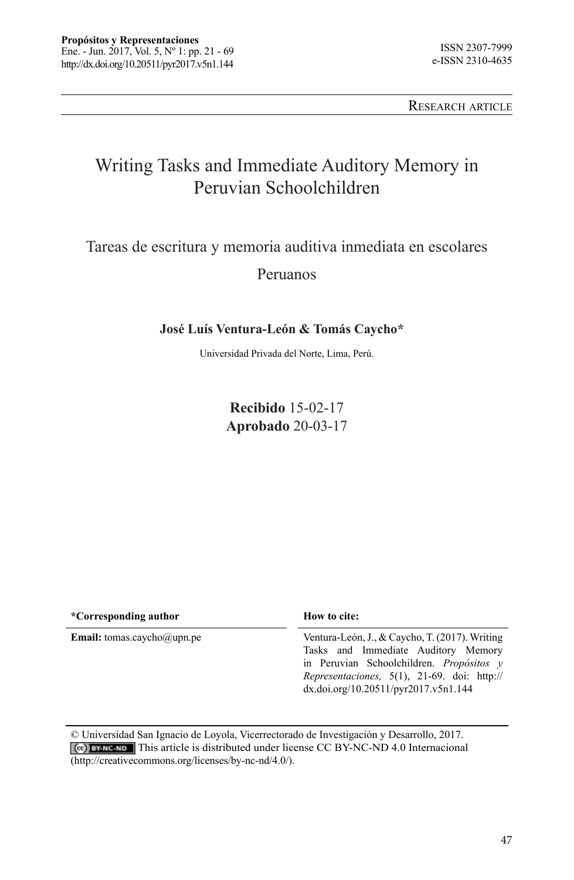RESEARCH ARTICLE

# Writing Tasks and Immediate Auditory Memory in Peruvian Schoolchildren

## Tareas de escritura y memoria auditiva inmediata en escolares Peruanos

**José Luís Ventura-León & Tomás Caycho***

Universidad Privada del Norte, Lima, Perú.

**Recibido** 15-02-17
**Aprobado** 20-03-17

**\*Corresponding author**

**Email:** tomas.caycho@upn.pe

**How to cite:**

Ventura-León, J., & Caycho, T. (2017). Writing Tasks and Immediate Auditory Memory in Peruvian Schoolchildren. *Propósitos y Representaciones,* 5(1), 21-69. doi: http://dx.doi.org/10.20511/pyr2017.v5n1.144

© Universidad San Ignacio de Loyola, Vicerrectorado de Investigación y Desarrollo, 2017.
This article is distributed under license CC BY-NC-ND 4.0 Internacional (http://creativecommons.org/licenses/by-nc-nd/4.0/).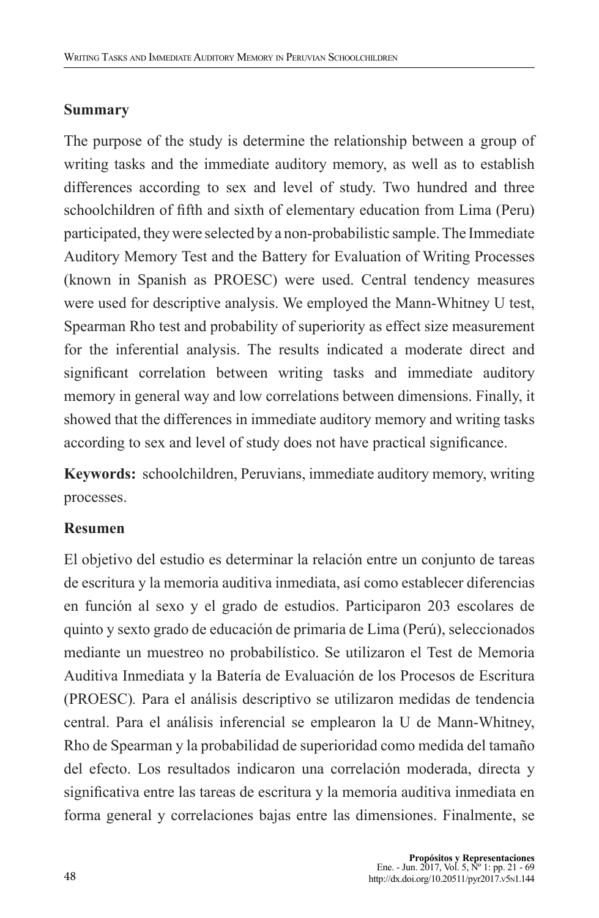## Summary

The purpose of the study is determine the relationship between a group of writing tasks and the immediate auditory memory, as well as to establish differences according to sex and level of study. Two hundred and three schoolchildren of fifth and sixth of elementary education from Lima (Peru) participated, they were selected by a non-probabilistic sample. The Immediate Auditory Memory Test and the Battery for Evaluation of Writing Processes (known in Spanish as PROESC) were used. Central tendency measures were used for descriptive analysis. We employed the Mann-Whitney U test, Spearman Rho test and probability of superiority as effect size measurement for the inferential analysis. The results indicated a moderate direct and significant correlation between writing tasks and immediate auditory memory in general way and low correlations between dimensions. Finally, it showed that the differences in immediate auditory memory and writing tasks according to sex and level of study does not have practical significance.

**Keywords:** schoolchildren, Peruvians, immediate auditory memory, writing processes.

## Resumen

El objetivo del estudio es determinar la relación entre un conjunto de tareas de escritura y la memoria auditiva inmediata, así como establecer diferencias en función al sexo y el grado de estudios. Participaron 203 escolares de quinto y sexto grado de educación de primaria de Lima (Perú), seleccionados mediante un muestreo no probabilístico. Se utilizaron el Test de Memoria Auditiva Inmediata y la Batería de Evaluación de los Procesos de Escritura (PROESC). Para el análisis descriptivo se utilizaron medidas de tendencia central. Para el análisis inferencial se emplearon la U de Mann-Whitney, Rho de Spearman y la probabilidad de superioridad como medida del tamaño del efecto. Los resultados indicaron una correlación moderada, directa y significativa entre las tareas de escritura y la memoria auditiva inmediata en forma general y correlaciones bajas entre las dimensiones. Finalmente, se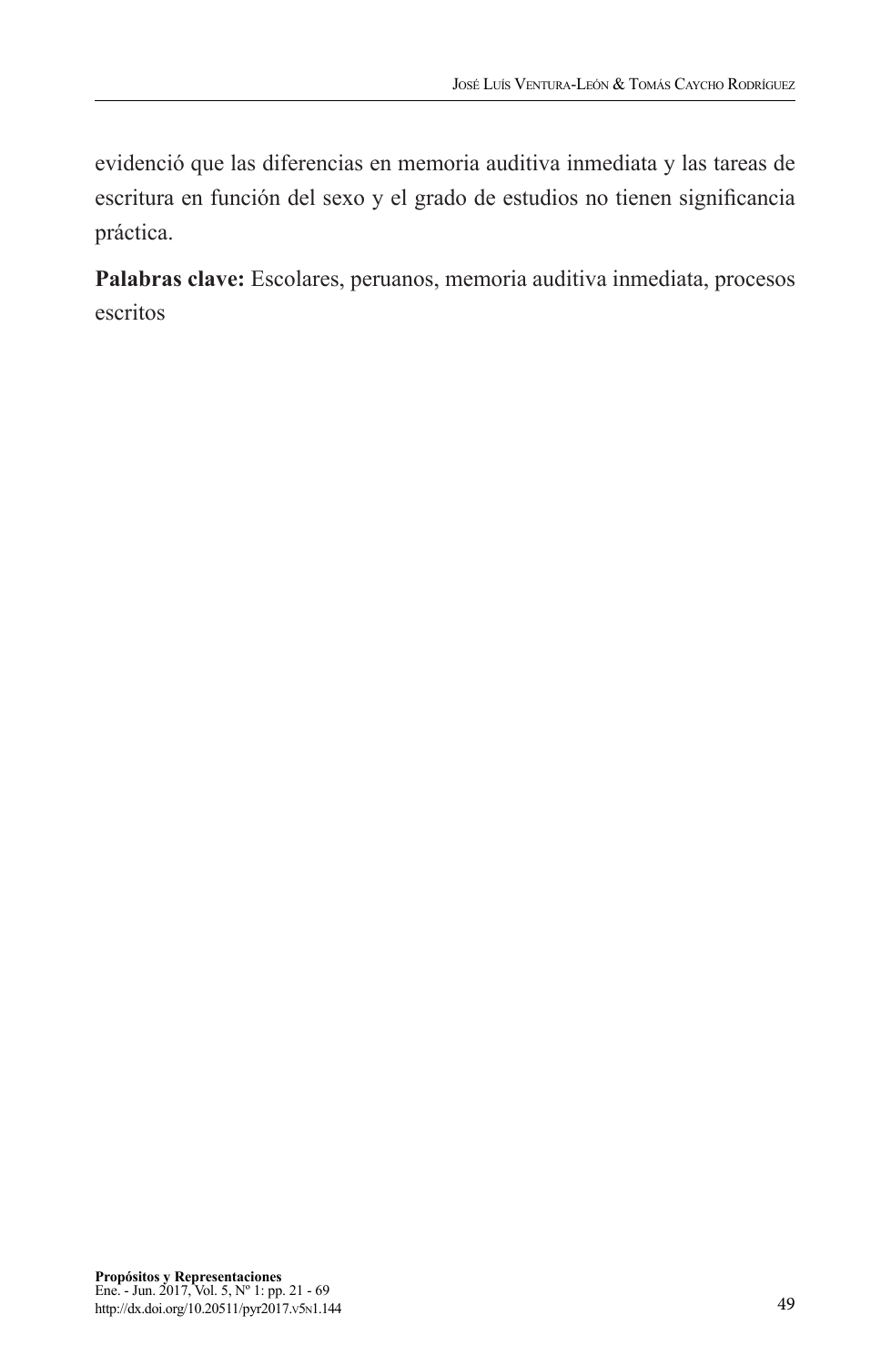evidenció que las diferencias en memoria auditiva inmediata y las tareas de escritura en función del sexo y el grado de estudios no tienen significancia práctica.

**Palabras clave:** Escolares, peruanos, memoria auditiva inmediata, procesos escritos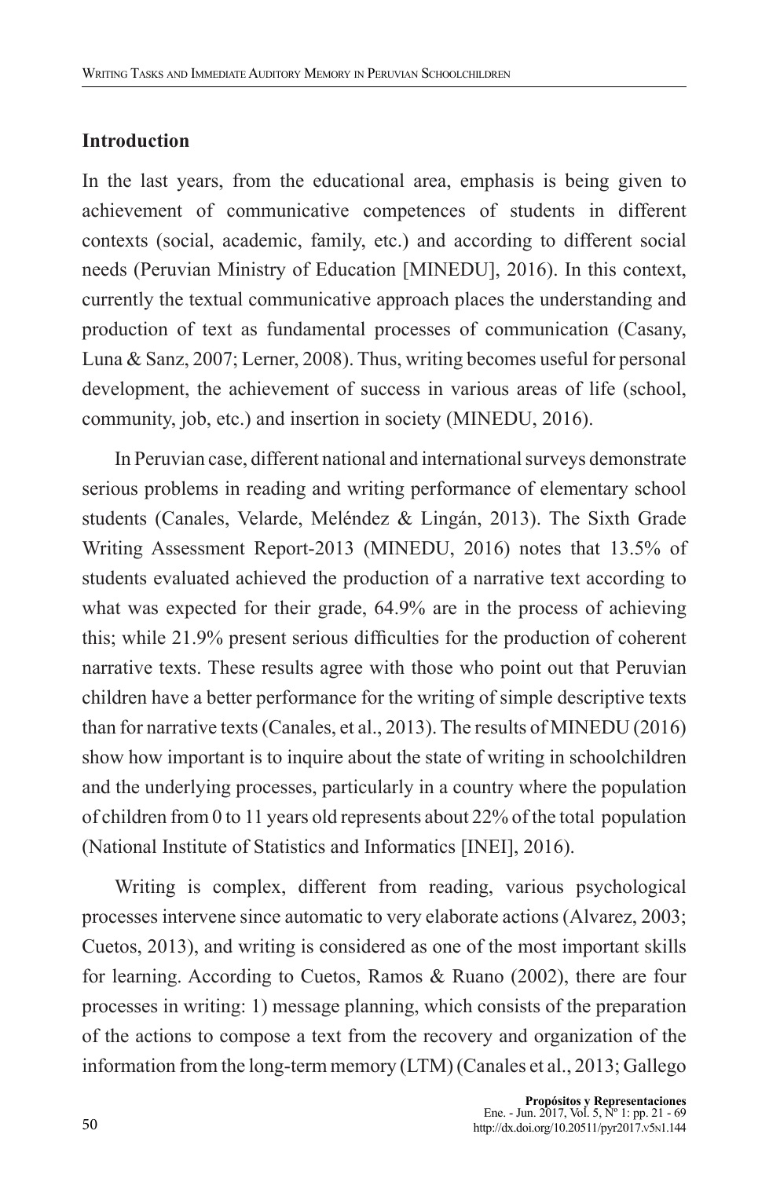## Introduction

In the last years, from the educational area, emphasis is being given to achievement of communicative competences of students in different contexts (social, academic, family, etc.) and according to different social needs (Peruvian Ministry of Education [MINEDU], 2016). In this context, currently the textual communicative approach places the understanding and production of text as fundamental processes of communication (Casany, Luna & Sanz, 2007; Lerner, 2008). Thus, writing becomes useful for personal development, the achievement of success in various areas of life (school, community, job, etc.) and insertion in society (MINEDU, 2016).

In Peruvian case, different national and international surveys demonstrate serious problems in reading and writing performance of elementary school students (Canales, Velarde, Meléndez & Lingán, 2013). The Sixth Grade Writing Assessment Report-2013 (MINEDU, 2016) notes that 13.5% of students evaluated achieved the production of a narrative text according to what was expected for their grade, 64.9% are in the process of achieving this; while 21.9% present serious difficulties for the production of coherent narrative texts. These results agree with those who point out that Peruvian children have a better performance for the writing of simple descriptive texts than for narrative texts (Canales, et al., 2013). The results of MINEDU (2016) show how important is to inquire about the state of writing in schoolchildren and the underlying processes, particularly in a country where the population of children from 0 to 11 years old represents about 22% of the total population (National Institute of Statistics and Informatics [INEI], 2016).

Writing is complex, different from reading, various psychological processes intervene since automatic to very elaborate actions (Alvarez, 2003; Cuetos, 2013), and writing is considered as one of the most important skills for learning. According to Cuetos, Ramos & Ruano (2002), there are four processes in writing: 1) message planning, which consists of the preparation of the actions to compose a text from the recovery and organization of the information from the long-term memory (LTM) (Canales et al., 2013; Gallego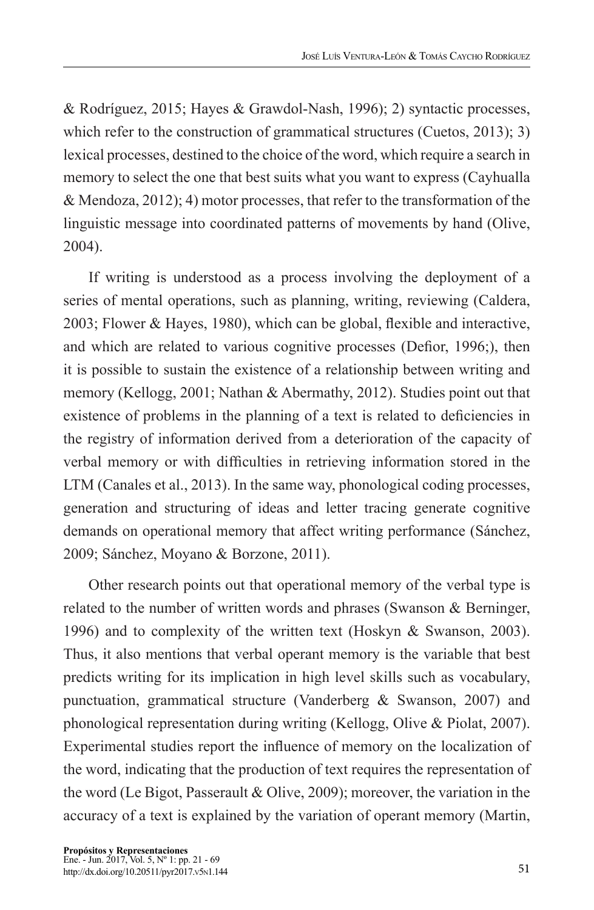& Rodríguez, 2015; Hayes & Grawdol-Nash, 1996); 2) syntactic processes, which refer to the construction of grammatical structures (Cuetos, 2013); 3) lexical processes, destined to the choice of the word, which require a search in memory to select the one that best suits what you want to express (Cayhualla & Mendoza, 2012); 4) motor processes, that refer to the transformation of the linguistic message into coordinated patterns of movements by hand (Olive, 2004).

If writing is understood as a process involving the deployment of a series of mental operations, such as planning, writing, reviewing (Caldera, 2003; Flower & Hayes, 1980), which can be global, flexible and interactive, and which are related to various cognitive processes (Defior, 1996;), then it is possible to sustain the existence of a relationship between writing and memory (Kellogg, 2001; Nathan & Abermathy, 2012). Studies point out that existence of problems in the planning of a text is related to deficiencies in the registry of information derived from a deterioration of the capacity of verbal memory or with difficulties in retrieving information stored in the LTM (Canales et al., 2013). In the same way, phonological coding processes, generation and structuring of ideas and letter tracing generate cognitive demands on operational memory that affect writing performance (Sánchez, 2009; Sánchez, Moyano & Borzone, 2011).

Other research points out that operational memory of the verbal type is related to the number of written words and phrases (Swanson & Berninger, 1996) and to complexity of the written text (Hoskyn & Swanson, 2003). Thus, it also mentions that verbal operant memory is the variable that best predicts writing for its implication in high level skills such as vocabulary, punctuation, grammatical structure (Vanderberg & Swanson, 2007) and phonological representation during writing (Kellogg, Olive & Piolat, 2007). Experimental studies report the influence of memory on the localization of the word, indicating that the production of text requires the representation of the word (Le Bigot, Passerault & Olive, 2009); moreover, the variation in the accuracy of a text is explained by the variation of operant memory (Martin,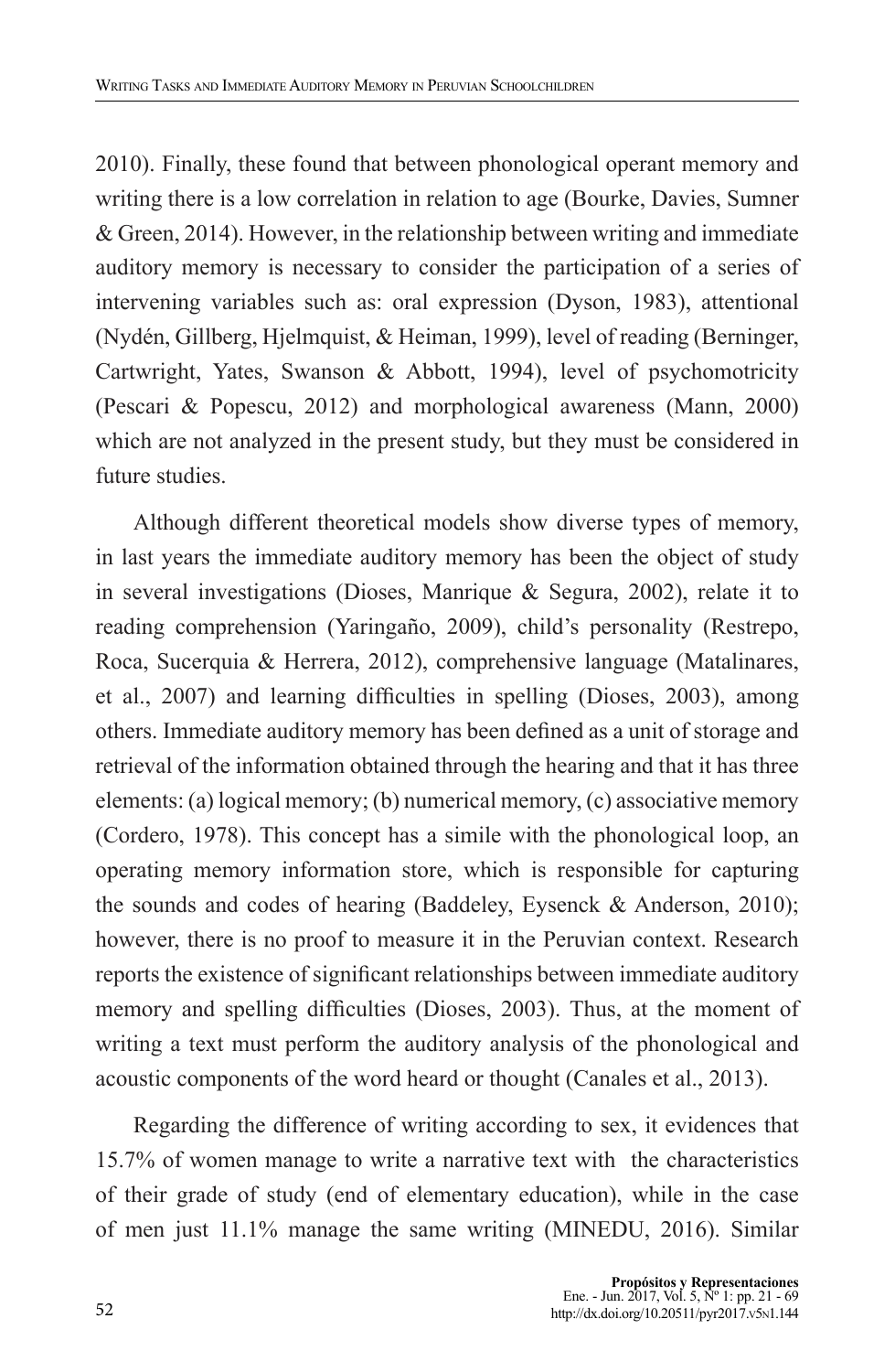2010). Finally, these found that between phonological operant memory and writing there is a low correlation in relation to age (Bourke, Davies, Sumner & Green, 2014). However, in the relationship between writing and immediate auditory memory is necessary to consider the participation of a series of intervening variables such as: oral expression (Dyson, 1983), attentional (Nydén, Gillberg, Hjelmquist, & Heiman, 1999), level of reading (Berninger, Cartwright, Yates, Swanson & Abbott, 1994), level of psychomotricity (Pescari & Popescu, 2012) and morphological awareness (Mann, 2000) which are not analyzed in the present study, but they must be considered in future studies.

Although different theoretical models show diverse types of memory, in last years the immediate auditory memory has been the object of study in several investigations (Dioses, Manrique & Segura, 2002), relate it to reading comprehension (Yaringaño, 2009), child's personality (Restrepo, Roca, Sucerquia & Herrera, 2012), comprehensive language (Matalinares, et al., 2007) and learning difficulties in spelling (Dioses, 2003), among others. Immediate auditory memory has been defined as a unit of storage and retrieval of the information obtained through the hearing and that it has three elements: (a) logical memory; (b) numerical memory, (c) associative memory (Cordero, 1978). This concept has a simile with the phonological loop, an operating memory information store, which is responsible for capturing the sounds and codes of hearing (Baddeley, Eysenck & Anderson, 2010); however, there is no proof to measure it in the Peruvian context. Research reports the existence of significant relationships between immediate auditory memory and spelling difficulties (Dioses, 2003). Thus, at the moment of writing a text must perform the auditory analysis of the phonological and acoustic components of the word heard or thought (Canales et al., 2013).

Regarding the difference of writing according to sex, it evidences that 15.7% of women manage to write a narrative text with the characteristics of their grade of study (end of elementary education), while in the case of men just 11.1% manage the same writing (MINEDU, 2016). Similar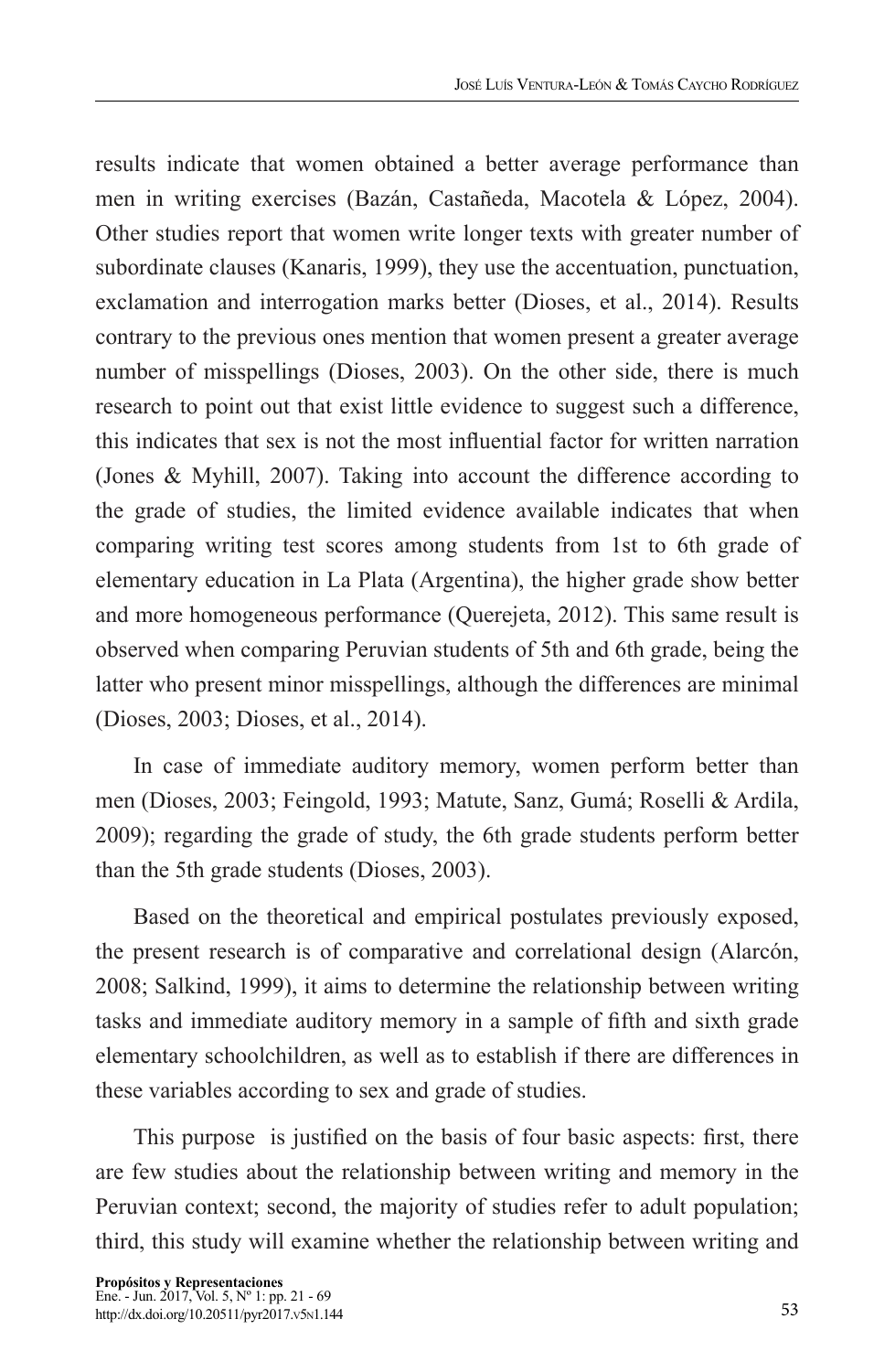results indicate that women obtained a better average performance than men in writing exercises (Bazán, Castañeda, Macotela & López, 2004). Other studies report that women write longer texts with greater number of subordinate clauses (Kanaris, 1999), they use the accentuation, punctuation, exclamation and interrogation marks better (Dioses, et al., 2014). Results contrary to the previous ones mention that women present a greater average number of misspellings (Dioses, 2003). On the other side, there is much research to point out that exist little evidence to suggest such a difference, this indicates that sex is not the most influential factor for written narration (Jones & Myhill, 2007). Taking into account the difference according to the grade of studies, the limited evidence available indicates that when comparing writing test scores among students from 1st to 6th grade of elementary education in La Plata (Argentina), the higher grade show better and more homogeneous performance (Querejeta, 2012). This same result is observed when comparing Peruvian students of 5th and 6th grade, being the latter who present minor misspellings, although the differences are minimal (Dioses, 2003; Dioses, et al., 2014).

In case of immediate auditory memory, women perform better than men (Dioses, 2003; Feingold, 1993; Matute, Sanz, Gumá; Roselli & Ardila, 2009); regarding the grade of study, the 6th grade students perform better than the 5th grade students (Dioses, 2003).

Based on the theoretical and empirical postulates previously exposed, the present research is of comparative and correlational design (Alarcón, 2008; Salkind, 1999), it aims to determine the relationship between writing tasks and immediate auditory memory in a sample of fifth and sixth grade elementary schoolchildren, as well as to establish if there are differences in these variables according to sex and grade of studies.

This purpose is justified on the basis of four basic aspects: first, there are few studies about the relationship between writing and memory in the Peruvian context; second, the majority of studies refer to adult population; third, this study will examine whether the relationship between writing and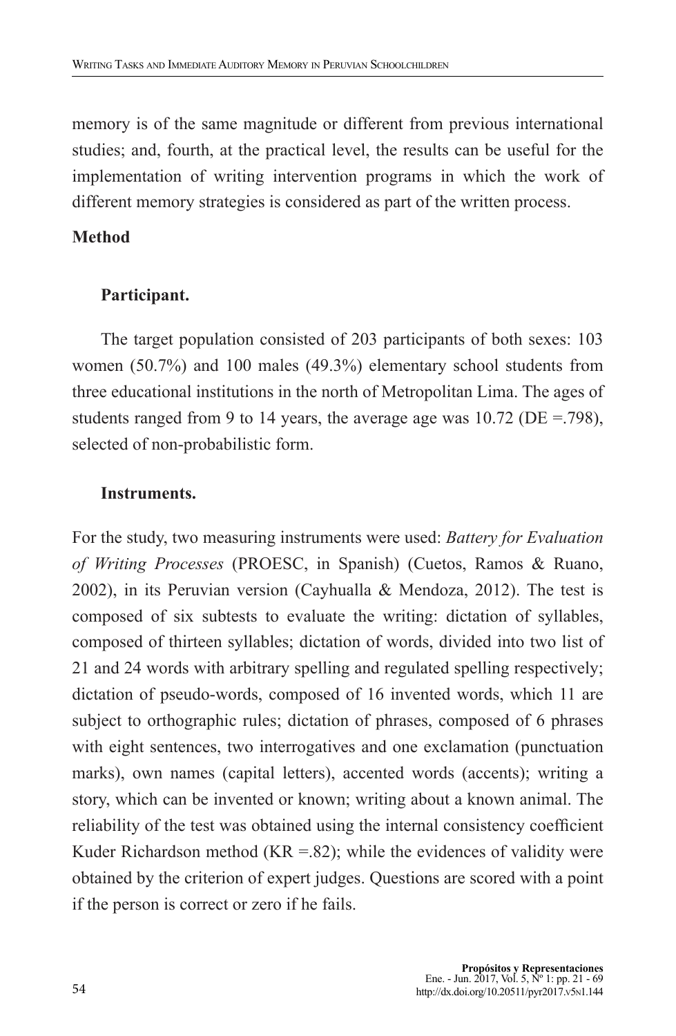memory is of the same magnitude or different from previous international studies; and, fourth, at the practical level, the results can be useful for the implementation of writing intervention programs in which the work of different memory strategies is considered as part of the written process.

## Method

### Participant.

The target population consisted of 203 participants of both sexes: 103 women (50.7%) and 100 males (49.3%) elementary school students from three educational institutions in the north of Metropolitan Lima. The ages of students ranged from 9 to 14 years, the average age was 10.72 (DE =.798), selected of non-probabilistic form.

### Instruments.

For the study, two measuring instruments were used: *Battery for Evaluation of Writing Processes* (PROESC, in Spanish) (Cuetos, Ramos & Ruano, 2002), in its Peruvian version (Cayhualla & Mendoza, 2012). The test is composed of six subtests to evaluate the writing: dictation of syllables, composed of thirteen syllables; dictation of words, divided into two list of 21 and 24 words with arbitrary spelling and regulated spelling respectively; dictation of pseudo-words, composed of 16 invented words, which 11 are subject to orthographic rules; dictation of phrases, composed of 6 phrases with eight sentences, two interrogatives and one exclamation (punctuation marks), own names (capital letters), accented words (accents); writing a story, which can be invented or known; writing about a known animal. The reliability of the test was obtained using the internal consistency coefficient Kuder Richardson method (KR =.82); while the evidences of validity were obtained by the criterion of expert judges. Questions are scored with a point if the person is correct or zero if he fails.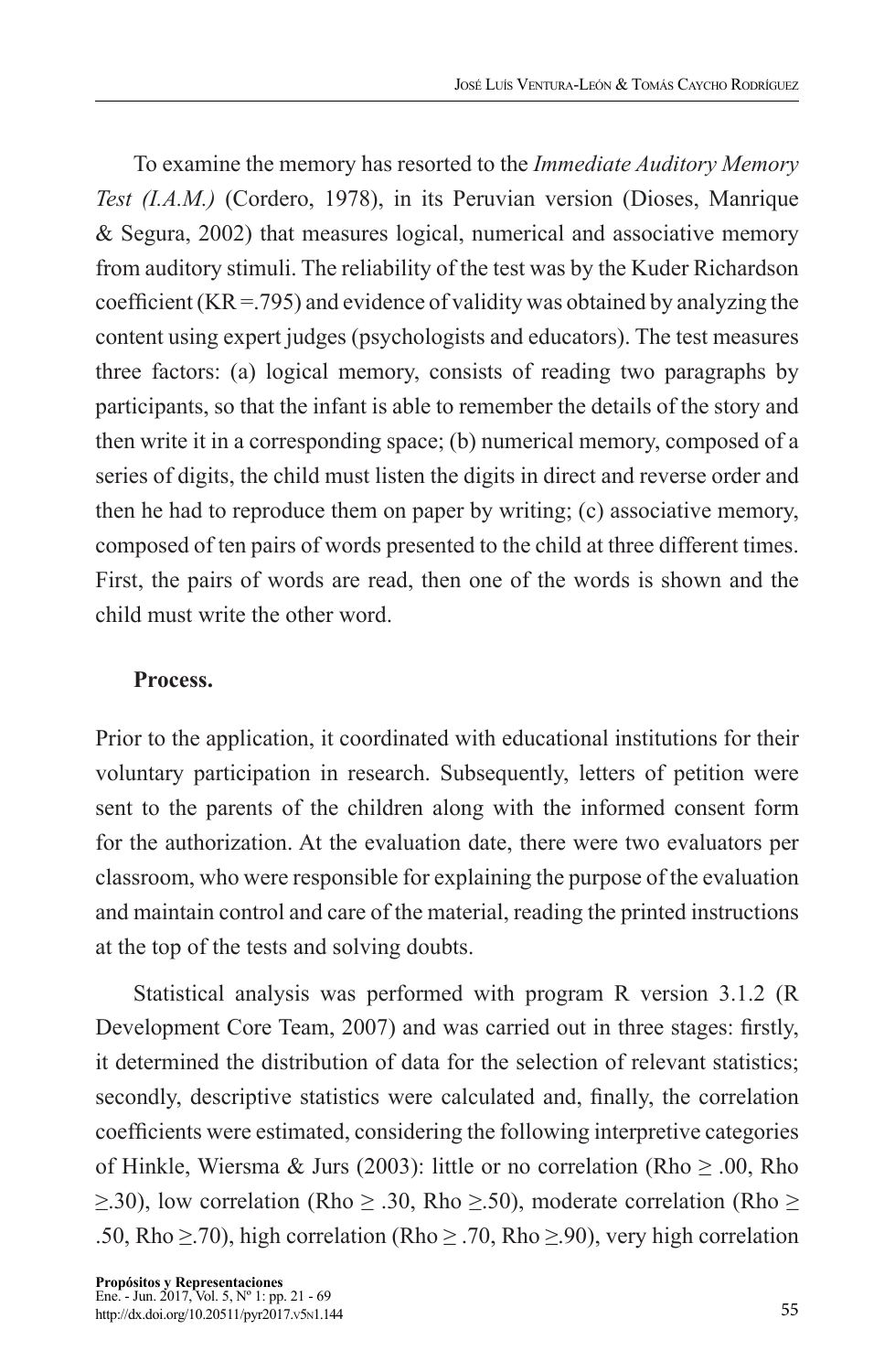To examine the memory has resorted to the *Immediate Auditory Memory Test (I.A.M.)* (Cordero, 1978), in its Peruvian version (Dioses, Manrique & Segura, 2002) that measures logical, numerical and associative memory from auditory stimuli. The reliability of the test was by the Kuder Richardson coefficient (KR =.795) and evidence of validity was obtained by analyzing the content using expert judges (psychologists and educators). The test measures three factors: (a) logical memory, consists of reading two paragraphs by participants, so that the infant is able to remember the details of the story and then write it in a corresponding space; (b) numerical memory, composed of a series of digits, the child must listen the digits in direct and reverse order and then he had to reproduce them on paper by writing; (c) associative memory, composed of ten pairs of words presented to the child at three different times. First, the pairs of words are read, then one of the words is shown and the child must write the other word.

**Process.**

Prior to the application, it coordinated with educational institutions for their voluntary participation in research. Subsequently, letters of petition were sent to the parents of the children along with the informed consent form for the authorization. At the evaluation date, there were two evaluators per classroom, who were responsible for explaining the purpose of the evaluation and maintain control and care of the material, reading the printed instructions at the top of the tests and solving doubts.

Statistical analysis was performed with program R version 3.1.2 (R Development Core Team, 2007) and was carried out in three stages: firstly, it determined the distribution of data for the selection of relevant statistics; secondly, descriptive statistics were calculated and, finally, the correlation coefficients were estimated, considering the following interpretive categories of Hinkle, Wiersma & Jurs (2003): little or no correlation (Rho ≥ .00, Rho ≥.30), low correlation (Rho ≥ .30, Rho ≥.50), moderate correlation (Rho ≥ .50, Rho ≥.70), high correlation (Rho ≥ .70, Rho ≥.90), very high correlation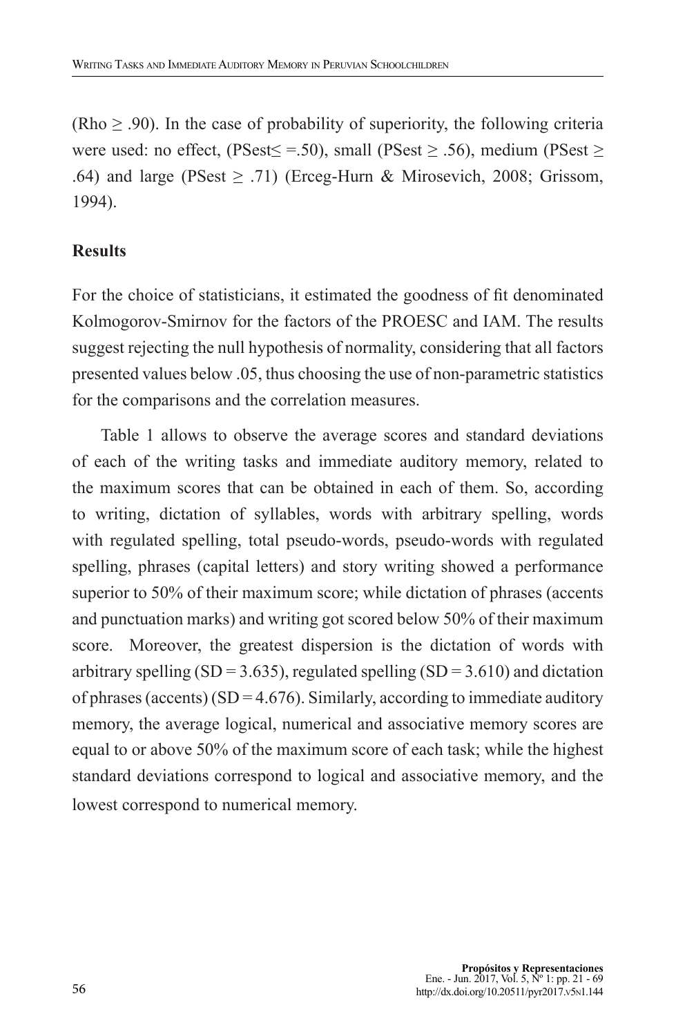(Rho ≥ .90). In the case of probability of superiority, the following criteria were used: no effect, (PSest≤ =.50), small (PSest ≥ .56), medium (PSest ≥ .64) and large (PSest ≥ .71) (Erceg-Hurn & Mirosevich, 2008; Grissom, 1994).

## Results

For the choice of statisticians, it estimated the goodness of fit denominated Kolmogorov-Smirnov for the factors of the PROESC and IAM. The results suggest rejecting the null hypothesis of normality, considering that all factors presented values below .05, thus choosing the use of non-parametric statistics for the comparisons and the correlation measures.

Table 1 allows to observe the average scores and standard deviations of each of the writing tasks and immediate auditory memory, related to the maximum scores that can be obtained in each of them. So, according to writing, dictation of syllables, words with arbitrary spelling, words with regulated spelling, total pseudo-words, pseudo-words with regulated spelling, phrases (capital letters) and story writing showed a performance superior to 50% of their maximum score; while dictation of phrases (accents and punctuation marks) and writing got scored below 50% of their maximum score. Moreover, the greatest dispersion is the dictation of words with arbitrary spelling (SD = 3.635), regulated spelling (SD = 3.610) and dictation of phrases (accents) (SD = 4.676). Similarly, according to immediate auditory memory, the average logical, numerical and associative memory scores are equal to or above 50% of the maximum score of each task; while the highest standard deviations correspond to logical and associative memory, and the lowest correspond to numerical memory.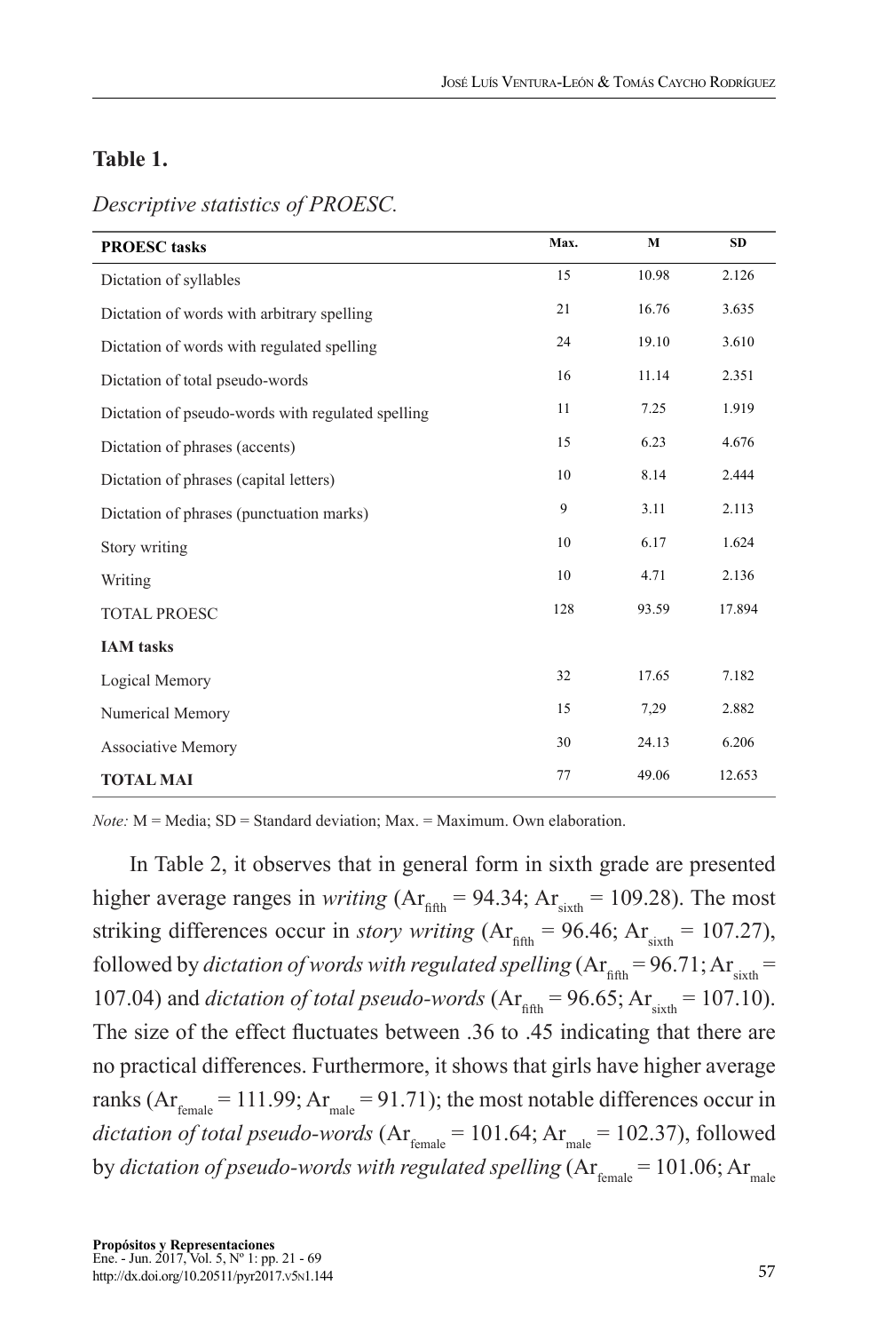**Table 1.**

*Descriptive statistics of PROESC.*

| PROESC tasks | Max. | M | SD |
|---|---|---|---|
| Dictation of syllables | 15 | 10.98 | 2.126 |
| Dictation of words with arbitrary spelling | 21 | 16.76 | 3.635 |
| Dictation of words with regulated spelling | 24 | 19.10 | 3.610 |
| Dictation of total pseudo-words | 16 | 11.14 | 2.351 |
| Dictation of pseudo-words with regulated spelling | 11 | 7.25 | 1.919 |
| Dictation of phrases (accents) | 15 | 6.23 | 4.676 |
| Dictation of phrases (capital letters) | 10 | 8.14 | 2.444 |
| Dictation of phrases (punctuation marks) | 9 | 3.11 | 2.113 |
| Story writing | 10 | 6.17 | 1.624 |
| Writing | 10 | 4.71 | 2.136 |
| TOTAL PROESC | 128 | 93.59 | 17.894 |
| **IAM tasks** | | | |
| Logical Memory | 32 | 17.65 | 7.182 |
| Numerical Memory | 15 | 7,29 | 2.882 |
| Associative Memory | 30 | 24.13 | 6.206 |
| **TOTAL MAI** | 77 | 49.06 | 12.653 |

*Note:* M = Media; SD = Standard deviation; Max. = Maximum. Own elaboration.

In Table 2, it observes that in general form in sixth grade are presented higher average ranges in *writing* ($Ar_{fifth}$ = 94.34; $Ar_{sixth}$ = 109.28). The most striking differences occur in *story writing* ($Ar_{fifth}$ = 96.46; $Ar_{sixth}$ = 107.27), followed by *dictation of words with regulated spelling* ($Ar_{fifth}$ = 96.71; $Ar_{sixth}$ = 107.04) and *dictation of total pseudo-words* ($Ar_{fifth}$ = 96.65; $Ar_{sixth}$ = 107.10). The size of the effect fluctuates between .36 to .45 indicating that there are no practical differences. Furthermore, it shows that girls have higher average ranks ($Ar_{female}$ = 111.99; $Ar_{male}$ = 91.71); the most notable differences occur in *dictation of total pseudo-words* ($Ar_{female}$ = 101.64; $Ar_{male}$ = 102.37), followed by *dictation of pseudo-words with regulated spelling* ($Ar_{female}$ = 101.06; $Ar_{male}$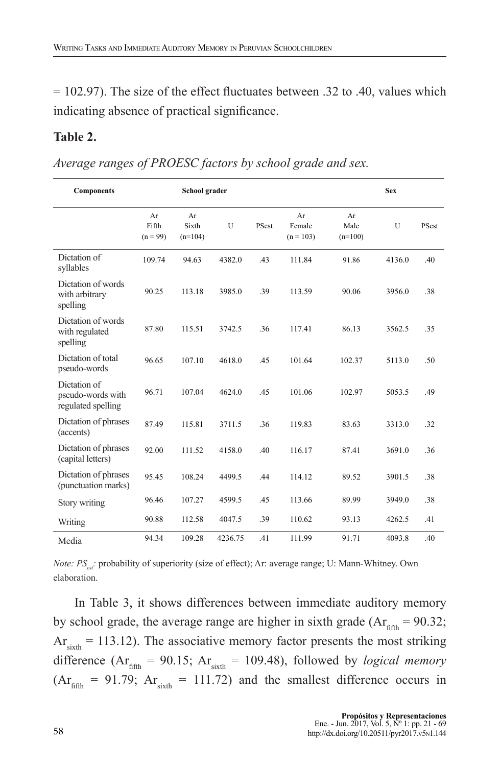= 102.97). The size of the effect fluctuates between .32 to .40, values which indicating absence of practical significance.

**Table 2.**

*Average ranges of PROESC factors by school grade and sex.*

| Components | School grader | | | | Sex | | | |
|---|---|---|---|---|---|---|---|---|
| | Ar Fifth (n = 99) | Ar Sixth (n=104) | U | PSest | Ar Female (n = 103) | Ar Male (n=100) | U | PSest |
| Dictation of syllables | 109.74 | 94.63 | 4382.0 | .43 | 111.84 | 91.86 | 4136.0 | .40 |
| Dictation of words with arbitrary spelling | 90.25 | 113.18 | 3985.0 | .39 | 113.59 | 90.06 | 3956.0 | .38 |
| Dictation of words with regulated spelling | 87.80 | 115.51 | 3742.5 | .36 | 117.41 | 86.13 | 3562.5 | .35 |
| Dictation of total pseudo-words | 96.65 | 107.10 | 4618.0 | .45 | 101.64 | 102.37 | 5113.0 | .50 |
| Dictation of pseudo-words with regulated spelling | 96.71 | 107.04 | 4624.0 | .45 | 101.06 | 102.97 | 5053.5 | .49 |
| Dictation of phrases (accents) | 87.49 | 115.81 | 3711.5 | .36 | 119.83 | 83.63 | 3313.0 | .32 |
| Dictation of phrases (capital letters) | 92.00 | 111.52 | 4158.0 | .40 | 116.17 | 87.41 | 3691.0 | .36 |
| Dictation of phrases (punctuation marks) | 95.45 | 108.24 | 4499.5 | .44 | 114.12 | 89.52 | 3901.5 | .38 |
| Story writing | 96.46 | 107.27 | 4599.5 | .45 | 113.66 | 89.99 | 3949.0 | .38 |
| Writing | 90.88 | 112.58 | 4047.5 | .39 | 110.62 | 93.13 | 4262.5 | .41 |
| Media | 94.34 | 109.28 | 4236.75 | .41 | 111.99 | 91.71 | 4093.8 | .40 |

*Note: $PS_{est}$:* probability of superiority (size of effect); Ar: average range; U: Mann-Whitney. Own elaboration.

In Table 3, it shows differences between immediate auditory memory by school grade, the average range are higher in sixth grade ($Ar_{fifth}$ = 90.32; $Ar_{sixth}$ = 113.12). The associative memory factor presents the most striking difference ($Ar_{fifth}$ = 90.15; $Ar_{sixth}$ = 109.48), followed by *logical memory* ($Ar_{fifth}$ = 91.79; $Ar_{sixth}$ = 111.72) and the smallest difference occurs in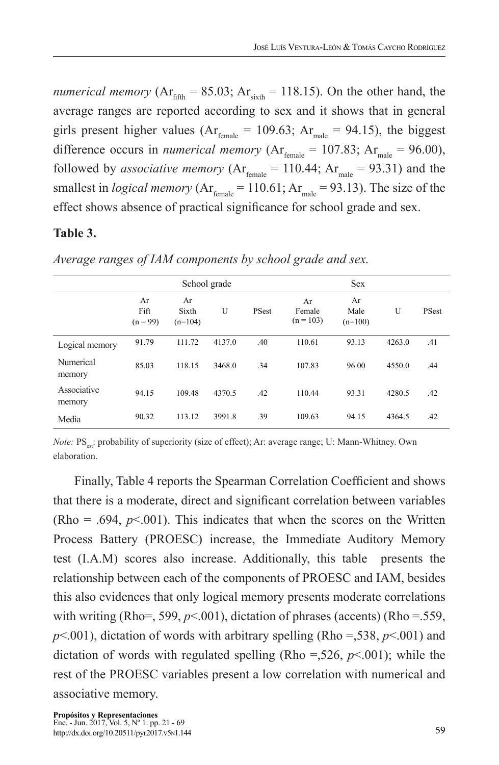*numerical memory* ($Ar_{fifth}$ = 85.03; $Ar_{sixth}$ = 118.15). On the other hand, the average ranges are reported according to sex and it shows that in general girls present higher values ($Ar_{female}$ = 109.63; $Ar_{male}$ = 94.15), the biggest difference occurs in *numerical memory* ($Ar_{female}$ = 107.83; $Ar_{male}$ = 96.00), followed by *associative memory* ($Ar_{female}$ = 110.44; $Ar_{male}$ = 93.31) and the smallest in *logical memory* ($Ar_{female}$ = 110.61; $Ar_{male}$ = 93.13). The size of the effect shows absence of practical significance for school grade and sex.

**Table 3.**

*Average ranges of IAM components by school grade and sex.*

| | School grade | | | | Sex | | | |
|---|---|---|---|---|---|---|---|---|
| | Ar Fift (n = 99) | Ar Sixth (n=104) | U | PSest | Ar Female (n = 103) | Ar Male (n=100) | U | PSest |
| Logical memory | 91.79 | 111.72 | 4137.0 | .40 | 110.61 | 93.13 | 4263.0 | .41 |
| Numerical memory | 85.03 | 118.15 | 3468.0 | .34 | 107.83 | 96.00 | 4550.0 | .44 |
| Associative memory | 94.15 | 109.48 | 4370.5 | .42 | 110.44 | 93.31 | 4280.5 | .42 |
| Media | 90.32 | 113.12 | 3991.8 | .39 | 109.63 | 94.15 | 4364.5 | .42 |

*Note:* $PS_{est}$: probability of superiority (size of effect); Ar: average range; U: Mann-Whitney. Own elaboration.

Finally, Table 4 reports the Spearman Correlation Coefficient and shows that there is a moderate, direct and significant correlation between variables (Rho = .694, $p$<.001). This indicates that when the scores on the Written Process Battery (PROESC) increase, the Immediate Auditory Memory test (I.A.M) scores also increase. Additionally, this table presents the relationship between each of the components of PROESC and IAM, besides this also evidences that only logical memory presents moderate correlations with writing (Rho=, 599, $p$<.001), dictation of phrases (accents) (Rho =.559, $p$<.001), dictation of words with arbitrary spelling (Rho =,538, $p$<.001) and dictation of words with regulated spelling (Rho =,526, $p$<.001); while the rest of the PROESC variables present a low correlation with numerical and associative memory.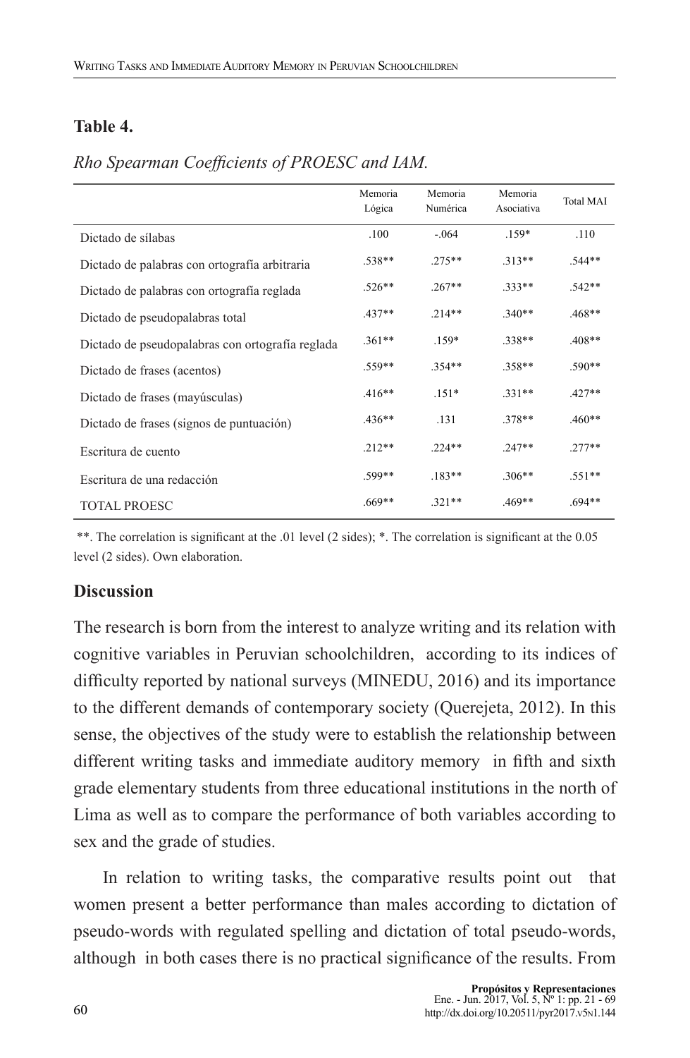**Table 4.**

*Rho Spearman Coefficients of PROESC and IAM.*

| | Memoria Lógica | Memoria Numérica | Memoria Asociativa | Total MAI |
|---|---|---|---|---|
| Dictado de sílabas | .100 | -.064 | .159* | .110 |
| Dictado de palabras con ortografía arbitraria | .538** | .275** | .313** | .544** |
| Dictado de palabras con ortografía reglada | .526** | .267** | .333** | .542** |
| Dictado de pseudopalabras total | .437** | .214** | .340** | .468** |
| Dictado de pseudopalabras con ortografía reglada | .361** | .159* | .338** | .408** |
| Dictado de frases (acentos) | .559** | .354** | .358** | .590** |
| Dictado de frases (mayúsculas) | .416** | .151* | .331** | .427** |
| Dictado de frases (signos de puntuación) | .436** | .131 | .378** | .460** |
| Escritura de cuento | .212** | .224** | .247** | .277** |
| Escritura de una redacción | .599** | .183** | .306** | .551** |
| TOTAL PROESC | .669** | .321** | .469** | .694** |

**. The correlation is significant at the .01 level (2 sides); *. The correlation is significant at the 0.05 level (2 sides). Own elaboration.

## Discussion

The research is born from the interest to analyze writing and its relation with cognitive variables in Peruvian schoolchildren, according to its indices of difficulty reported by national surveys (MINEDU, 2016) and its importance to the different demands of contemporary society (Querejeta, 2012). In this sense, the objectives of the study were to establish the relationship between different writing tasks and immediate auditory memory in fifth and sixth grade elementary students from three educational institutions in the north of Lima as well as to compare the performance of both variables according to sex and the grade of studies.

In relation to writing tasks, the comparative results point out that women present a better performance than males according to dictation of pseudo-words with regulated spelling and dictation of total pseudo-words, although in both cases there is no practical significance of the results. From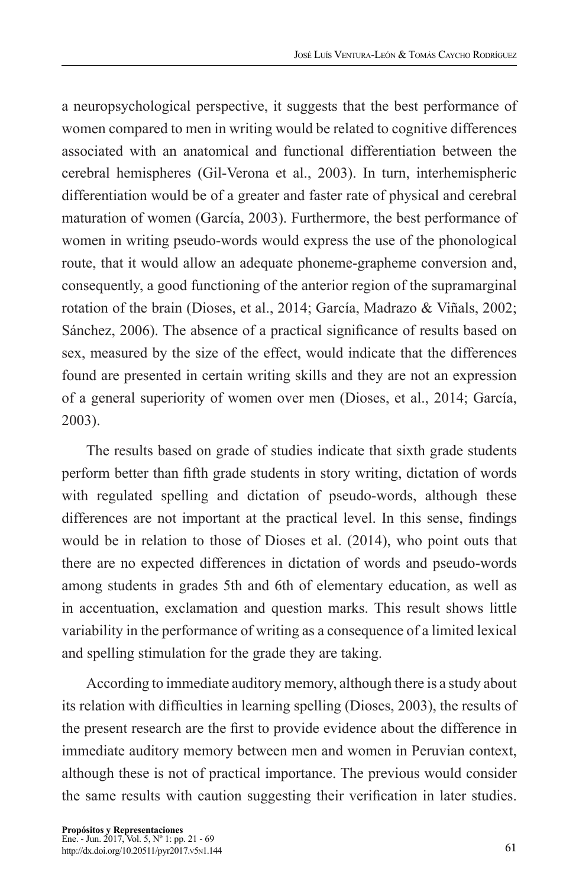a neuropsychological perspective, it suggests that the best performance of women compared to men in writing would be related to cognitive differences associated with an anatomical and functional differentiation between the cerebral hemispheres (Gil-Verona et al., 2003). In turn, interhemispheric differentiation would be of a greater and faster rate of physical and cerebral maturation of women (García, 2003). Furthermore, the best performance of women in writing pseudo-words would express the use of the phonological route, that it would allow an adequate phoneme-grapheme conversion and, consequently, a good functioning of the anterior region of the supramarginal rotation of the brain (Dioses, et al., 2014; García, Madrazo & Viñals, 2002; Sánchez, 2006). The absence of a practical significance of results based on sex, measured by the size of the effect, would indicate that the differences found are presented in certain writing skills and they are not an expression of a general superiority of women over men (Dioses, et al., 2014; García, 2003).

The results based on grade of studies indicate that sixth grade students perform better than fifth grade students in story writing, dictation of words with regulated spelling and dictation of pseudo-words, although these differences are not important at the practical level. In this sense, findings would be in relation to those of Dioses et al. (2014), who point outs that there are no expected differences in dictation of words and pseudo-words among students in grades 5th and 6th of elementary education, as well as in accentuation, exclamation and question marks. This result shows little variability in the performance of writing as a consequence of a limited lexical and spelling stimulation for the grade they are taking.

According to immediate auditory memory, although there is a study about its relation with difficulties in learning spelling (Dioses, 2003), the results of the present research are the first to provide evidence about the difference in immediate auditory memory between men and women in Peruvian context, although these is not of practical importance. The previous would consider the same results with caution suggesting their verification in later studies.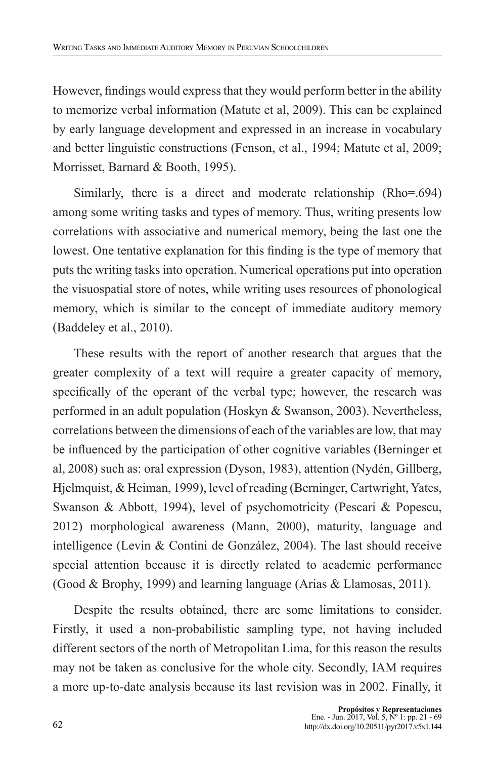However, findings would express that they would perform better in the ability to memorize verbal information (Matute et al, 2009). This can be explained by early language development and expressed in an increase in vocabulary and better linguistic constructions (Fenson, et al., 1994; Matute et al, 2009; Morrisset, Barnard & Booth, 1995).

Similarly, there is a direct and moderate relationship (Rho=.694) among some writing tasks and types of memory. Thus, writing presents low correlations with associative and numerical memory, being the last one the lowest. One tentative explanation for this finding is the type of memory that puts the writing tasks into operation. Numerical operations put into operation the visuospatial store of notes, while writing uses resources of phonological memory, which is similar to the concept of immediate auditory memory (Baddeley et al., 2010).

These results with the report of another research that argues that the greater complexity of a text will require a greater capacity of memory, specifically of the operant of the verbal type; however, the research was performed in an adult population (Hoskyn & Swanson, 2003). Nevertheless, correlations between the dimensions of each of the variables are low, that may be influenced by the participation of other cognitive variables (Berninger et al, 2008) such as: oral expression (Dyson, 1983), attention (Nydén, Gillberg, Hjelmquist, & Heiman, 1999), level of reading (Berninger, Cartwright, Yates, Swanson & Abbott, 1994), level of psychomotricity (Pescari & Popescu, 2012) morphological awareness (Mann, 2000), maturity, language and intelligence (Levin & Contini de González, 2004). The last should receive special attention because it is directly related to academic performance (Good & Brophy, 1999) and learning language (Arias & Llamosas, 2011).

Despite the results obtained, there are some limitations to consider. Firstly, it used a non-probabilistic sampling type, not having included different sectors of the north of Metropolitan Lima, for this reason the results may not be taken as conclusive for the whole city. Secondly, IAM requires a more up-to-date analysis because its last revision was in 2002. Finally, it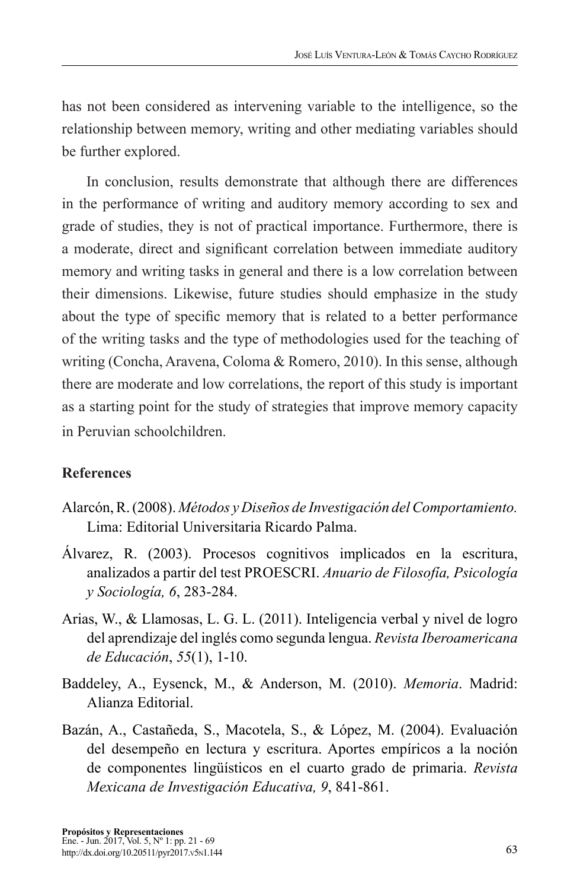has not been considered as intervening variable to the intelligence, so the relationship between memory, writing and other mediating variables should be further explored.

In conclusion, results demonstrate that although there are differences in the performance of writing and auditory memory according to sex and grade of studies, they is not of practical importance. Furthermore, there is a moderate, direct and significant correlation between immediate auditory memory and writing tasks in general and there is a low correlation between their dimensions. Likewise, future studies should emphasize in the study about the type of specific memory that is related to a better performance of the writing tasks and the type of methodologies used for the teaching of writing (Concha, Aravena, Coloma & Romero, 2010). In this sense, although there are moderate and low correlations, the report of this study is important as a starting point for the study of strategies that improve memory capacity in Peruvian schoolchildren.

## References

Alarcón, R. (2008). *Métodos y Diseños de Investigación del Comportamiento.* Lima: Editorial Universitaria Ricardo Palma.

Álvarez, R. (2003). Procesos cognitivos implicados en la escritura, analizados a partir del test PROESCRI. *Anuario de Filosofía, Psicología y Sociología, 6*, 283-284.

Arias, W., & Llamosas, L. G. L. (2011). Inteligencia verbal y nivel de logro del aprendizaje del inglés como segunda lengua. *Revista Iberoamericana de Educación*, *55*(1), 1-10.

Baddeley, A., Eysenck, M., & Anderson, M. (2010). *Memoria*. Madrid: Alianza Editorial.

Bazán, A., Castañeda, S., Macotela, S., & López, M. (2004). Evaluación del desempeño en lectura y escritura. Aportes empíricos a la noción de componentes lingüísticos en el cuarto grado de primaria. *Revista Mexicana de Investigación Educativa, 9*, 841-861.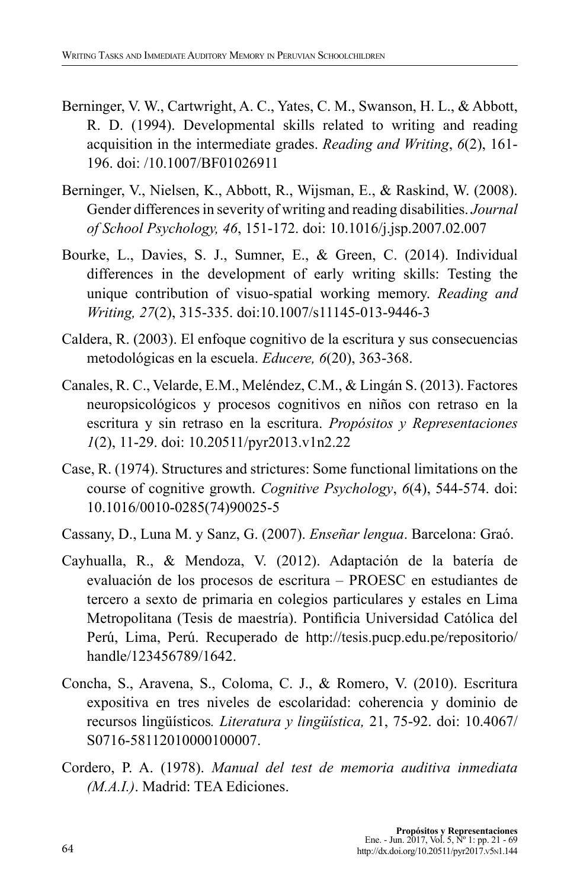Berninger, V. W., Cartwright, A. C., Yates, C. M., Swanson, H. L., & Abbott, R. D. (1994). Developmental skills related to writing and reading acquisition in the intermediate grades. *Reading and Writing*, *6*(2), 161-196. doi: /10.1007/BF01026911

Berninger, V., Nielsen, K., Abbott, R., Wijsman, E., & Raskind, W. (2008). Gender differences in severity of writing and reading disabilities. *Journal of School Psychology, 46*, 151-172. doi: 10.1016/j.jsp.2007.02.007

Bourke, L., Davies, S. J., Sumner, E., & Green, C. (2014). Individual differences in the development of early writing skills: Testing the unique contribution of visuo-spatial working memory. *Reading and Writing, 27*(2), 315-335. doi:10.1007/s11145-013-9446-3

Caldera, R. (2003). El enfoque cognitivo de la escritura y sus consecuencias metodológicas en la escuela. *Educere, 6*(20), 363-368.

Canales, R. C., Velarde, E.M., Meléndez, C.M., & Lingán S. (2013). Factores neuropsicológicos y procesos cognitivos en niños con retraso en la escritura y sin retraso en la escritura. *Propósitos y Representaciones 1*(2), 11-29. doi: 10.20511/pyr2013.v1n2.22

Case, R. (1974). Structures and strictures: Some functional limitations on the course of cognitive growth. *Cognitive Psychology*, *6*(4), 544-574. doi: 10.1016/0010-0285(74)90025-5

Cassany, D., Luna M. y Sanz, G. (2007). *Enseñar lengua*. Barcelona: Graó.

Cayhualla, R., & Mendoza, V. (2012). Adaptación de la batería de evaluación de los procesos de escritura – PROESC en estudiantes de tercero a sexto de primaria en colegios particulares y estales en Lima Metropolitana (Tesis de maestría). Pontificia Universidad Católica del Perú, Lima, Perú. Recuperado de http://tesis.pucp.edu.pe/repositorio/handle/123456789/1642.

Concha, S., Aravena, S., Coloma, C. J., & Romero, V. (2010). Escritura expositiva en tres niveles de escolaridad: coherencia y dominio de recursos lingüísticos*. Literatura y lingüística,* 21, 75-92. doi: 10.4067/S0716-58112010000100007.

Cordero, P. A. (1978). *Manual del test de memoria auditiva inmediata (M.A.I.)*. Madrid: TEA Ediciones.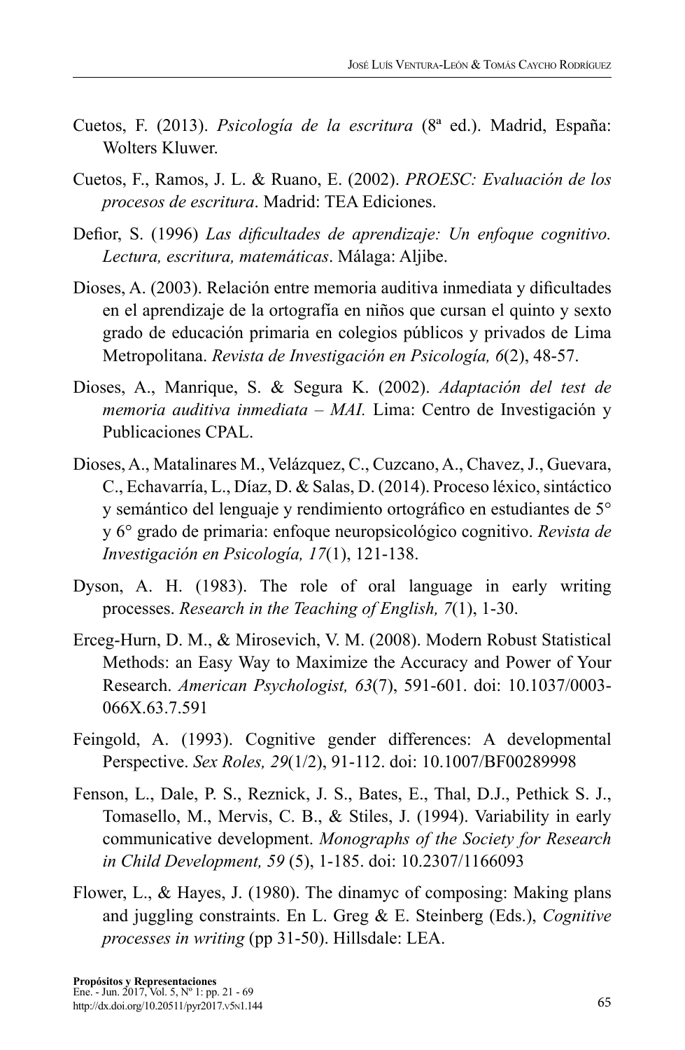Cuetos, F. (2013). *Psicología de la escritura* (8ª ed.). Madrid, España: Wolters Kluwer.

Cuetos, F., Ramos, J. L. & Ruano, E. (2002). *PROESC: Evaluación de los procesos de escritura*. Madrid: TEA Ediciones.

Defior, S. (1996) *Las dificultades de aprendizaje: Un enfoque cognitivo. Lectura, escritura, matemáticas*. Málaga: Aljibe.

Dioses, A. (2003). Relación entre memoria auditiva inmediata y dificultades en el aprendizaje de la ortografía en niños que cursan el quinto y sexto grado de educación primaria en colegios públicos y privados de Lima Metropolitana. *Revista de Investigación en Psicología, 6*(2), 48-57.

Dioses, A., Manrique, S. & Segura K. (2002). *Adaptación del test de memoria auditiva inmediata – MAI.* Lima: Centro de Investigación y Publicaciones CPAL.

Dioses, A., Matalinares M., Velázquez, C., Cuzcano, A., Chavez, J., Guevara, C., Echavarría, L., Díaz, D. & Salas, D. (2014). Proceso léxico, sintáctico y semántico del lenguaje y rendimiento ortográfico en estudiantes de 5° y 6° grado de primaria: enfoque neuropsicológico cognitivo. *Revista de Investigación en Psicología, 17*(1), 121-138.

Dyson, A. H. (1983). The role of oral language in early writing processes. *Research in the Teaching of English, 7*(1), 1-30.

Erceg-Hurn, D. M., & Mirosevich, V. M. (2008). Modern Robust Statistical Methods: an Easy Way to Maximize the Accuracy and Power of Your Research. *American Psychologist, 63*(7), 591-601. doi: 10.1037/0003-066X.63.7.591

Feingold, A. (1993). Cognitive gender differences: A developmental Perspective. *Sex Roles, 29*(1/2), 91-112. doi: 10.1007/BF00289998

Fenson, L., Dale, P. S., Reznick, J. S., Bates, E., Thal, D.J., Pethick S. J., Tomasello, M., Mervis, C. B., & Stiles, J. (1994). Variability in early communicative development. *Monographs of the Society for Research in Child Development, 59* (5), 1-185. doi: 10.2307/1166093

Flower, L., & Hayes, J. (1980). The dinamyc of composing: Making plans and juggling constraints. En L. Greg & E. Steinberg (Eds.), *Cognitive processes in writing* (pp 31-50). Hillsdale: LEA.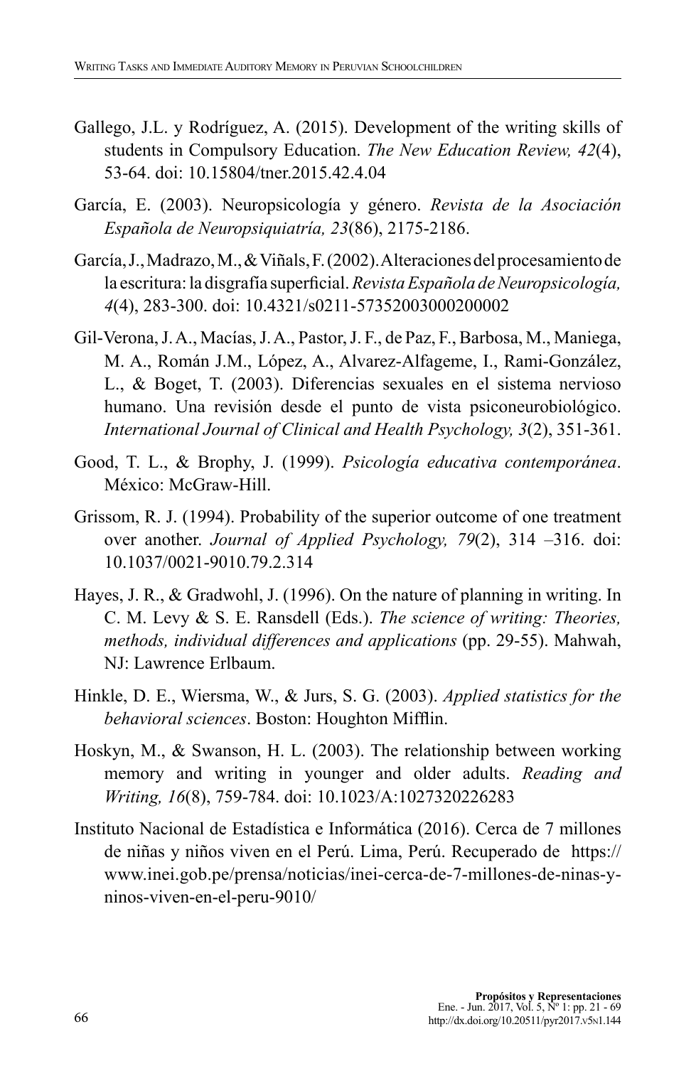Gallego, J.L. y Rodríguez, A. (2015). Development of the writing skills of students in Compulsory Education. *The New Education Review, 42*(4), 53-64. doi: 10.15804/tner.2015.42.4.04

García, E. (2003). Neuropsicología y género. *Revista de la Asociación Española de Neuropsiquiatría, 23*(86), 2175-2186.

García, J., Madrazo, M., & Viñals, F. (2002). Alteraciones del procesamiento de la escritura: la disgrafía superficial. *Revista Española de Neuropsicología, 4*(4), 283-300. doi: 10.4321/s0211-57352003000200002

Gil-Verona, J. A., Macías, J. A., Pastor, J. F., de Paz, F., Barbosa, M., Maniega, M. A., Román J.M., López, A., Alvarez-Alfageme, I., Rami-González, L., & Boget, T. (2003). Diferencias sexuales en el sistema nervioso humano. Una revisión desde el punto de vista psiconeurobiológico. *International Journal of Clinical and Health Psychology, 3*(2), 351-361.

Good, T. L., & Brophy, J. (1999). *Psicología educativa contemporánea*. México: McGraw-Hill.

Grissom, R. J. (1994). Probability of the superior outcome of one treatment over another. *Journal of Applied Psychology, 79*(2), 314 –316. doi: 10.1037/0021-9010.79.2.314

Hayes, J. R., & Gradwohl, J. (1996). On the nature of planning in writing. In C. M. Levy & S. E. Ransdell (Eds.). *The science of writing: Theories, methods, individual differences and applications* (pp. 29-55). Mahwah, NJ: Lawrence Erlbaum.

Hinkle, D. E., Wiersma, W., & Jurs, S. G. (2003). *Applied statistics for the behavioral sciences*. Boston: Houghton Mifflin.

Hoskyn, M., & Swanson, H. L. (2003). The relationship between working memory and writing in younger and older adults. *Reading and Writing, 16*(8), 759-784. doi: 10.1023/A:1027320226283

Instituto Nacional de Estadística e Informática (2016). Cerca de 7 millones de niñas y niños viven en el Perú. Lima, Perú. Recuperado de https://www.inei.gob.pe/prensa/noticias/inei-cerca-de-7-millones-de-ninas-y-ninos-viven-en-el-peru-9010/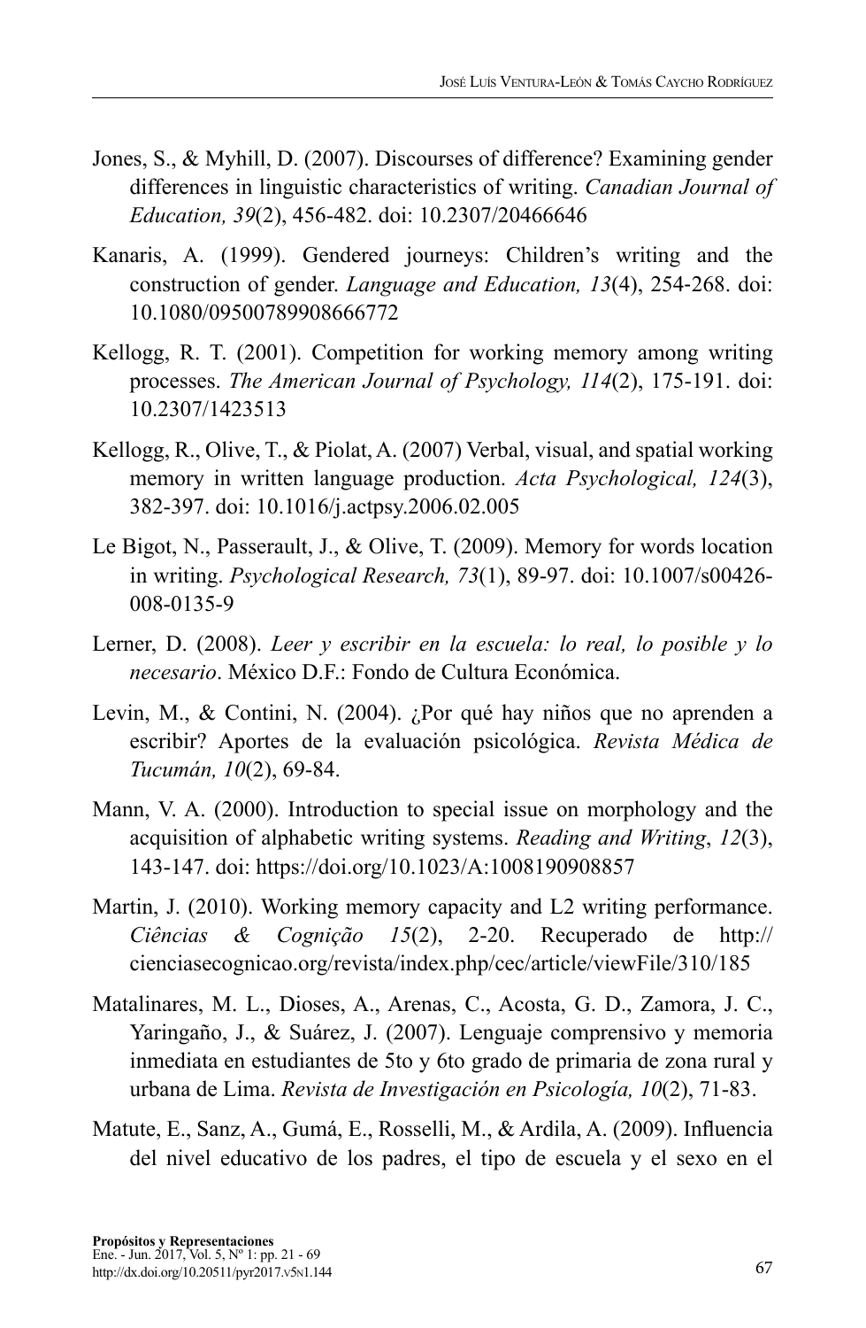Jones, S., & Myhill, D. (2007). Discourses of difference? Examining gender differences in linguistic characteristics of writing. *Canadian Journal of Education, 39*(2), 456-482. doi: 10.2307/20466646

Kanaris, A. (1999). Gendered journeys: Children's writing and the construction of gender. *Language and Education, 13*(4), 254-268. doi: 10.1080/09500789908666772

Kellogg, R. T. (2001). Competition for working memory among writing processes. *The American Journal of Psychology, 114*(2), 175-191. doi: 10.2307/1423513

Kellogg, R., Olive, T., & Piolat, A. (2007) Verbal, visual, and spatial working memory in written language production. *Acta Psychological, 124*(3), 382-397. doi: 10.1016/j.actpsy.2006.02.005

Le Bigot, N., Passerault, J., & Olive, T. (2009). Memory for words location in writing. *Psychological Research, 73*(1), 89-97. doi: 10.1007/s00426-008-0135-9

Lerner, D. (2008). *Leer y escribir en la escuela: lo real, lo posible y lo necesario*. México D.F.: Fondo de Cultura Económica.

Levin, M., & Contini, N. (2004). ¿Por qué hay niños que no aprenden a escribir? Aportes de la evaluación psicológica. *Revista Médica de Tucumán, 10*(2), 69-84.

Mann, V. A. (2000). Introduction to special issue on morphology and the acquisition of alphabetic writing systems. *Reading and Writing*, *12*(3), 143-147. doi: https://doi.org/10.1023/A:1008190908857

Martin, J. (2010). Working memory capacity and L2 writing performance. *Ciências & Cognição 15*(2), 2-20. Recuperado de http://cienciasecognicao.org/revista/index.php/cec/article/viewFile/310/185

Matalinares, M. L., Dioses, A., Arenas, C., Acosta, G. D., Zamora, J. C., Yaringaño, J., & Suárez, J. (2007). Lenguaje comprensivo y memoria inmediata en estudiantes de 5to y 6to grado de primaria de zona rural y urbana de Lima. *Revista de Investigación en Psicología, 10*(2), 71-83.

Matute, E., Sanz, A., Gumá, E., Rosselli, M., & Ardila, A. (2009). Influencia del nivel educativo de los padres, el tipo de escuela y el sexo en el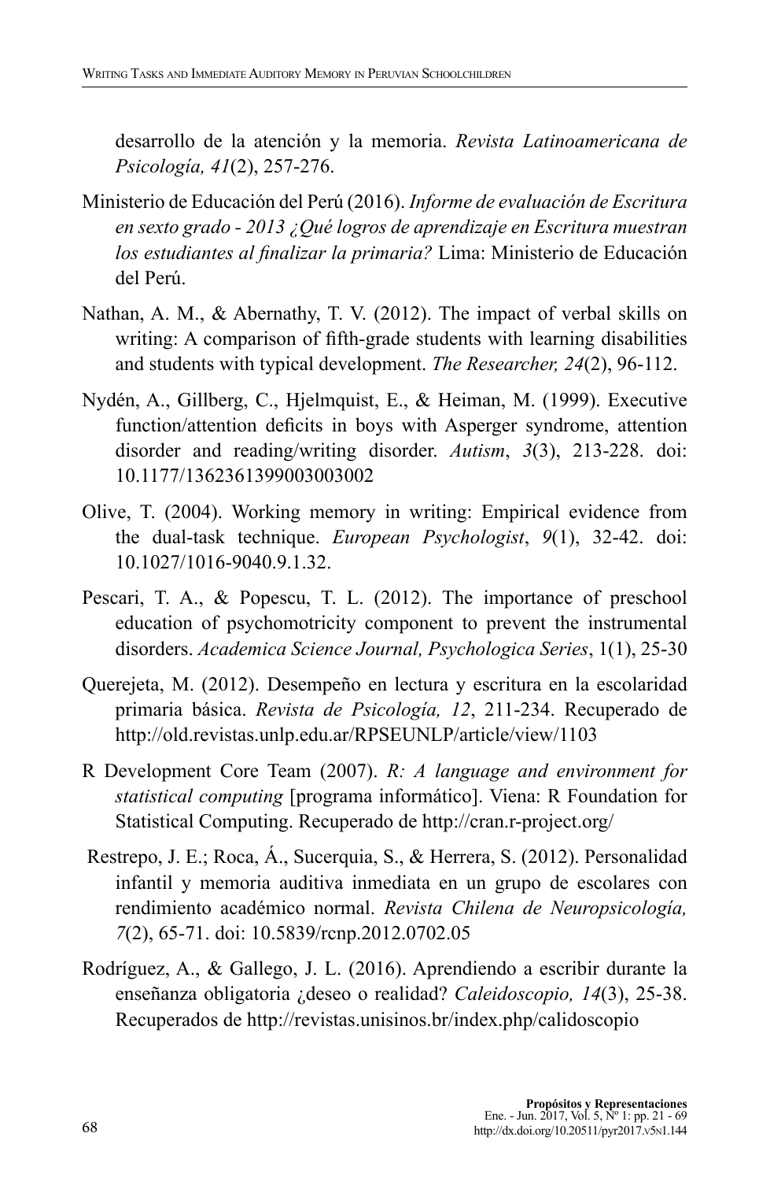desarrollo de la atención y la memoria. *Revista Latinoamericana de Psicología, 41*(2), 257-276.

Ministerio de Educación del Perú (2016). *Informe de evaluación de Escritura en sexto grado - 2013 ¿Qué logros de aprendizaje en Escritura muestran los estudiantes al finalizar la primaria?* Lima: Ministerio de Educación del Perú.

Nathan, A. M., & Abernathy, T. V. (2012). The impact of verbal skills on writing: A comparison of fifth-grade students with learning disabilities and students with typical development. *The Researcher, 24*(2), 96-112.

Nydén, A., Gillberg, C., Hjelmquist, E., & Heiman, M. (1999). Executive function/attention deficits in boys with Asperger syndrome, attention disorder and reading/writing disorder. *Autism*, *3*(3), 213-228. doi: 10.1177/1362361399003003002

Olive, T. (2004). Working memory in writing: Empirical evidence from the dual-task technique. *European Psychologist*, *9*(1), 32-42. doi: 10.1027/1016-9040.9.1.32.

Pescari, T. A., & Popescu, T. L. (2012). The importance of preschool education of psychomotricity component to prevent the instrumental disorders. *Academica Science Journal, Psychologica Series*, 1(1), 25-30

Querejeta, M. (2012). Desempeño en lectura y escritura en la escolaridad primaria básica. *Revista de Psicología, 12*, 211-234. Recuperado de http://old.revistas.unlp.edu.ar/RPSEUNLP/article/view/1103

R Development Core Team (2007). *R: A language and environment for statistical computing* [programa informático]. Viena: R Foundation for Statistical Computing. Recuperado de http://cran.r-project.org/

Restrepo, J. E.; Roca, Á., Sucerquia, S., & Herrera, S. (2012). Personalidad infantil y memoria auditiva inmediata en un grupo de escolares con rendimiento académico normal. *Revista Chilena de Neuropsicología, 7*(2), 65-71. doi: 10.5839/rcnp.2012.0702.05

Rodríguez, A., & Gallego, J. L. (2016). Aprendiendo a escribir durante la enseñanza obligatoria ¿deseo o realidad? *Caleidoscopio, 14*(3), 25-38. Recuperados de http://revistas.unisinos.br/index.php/calidoscopio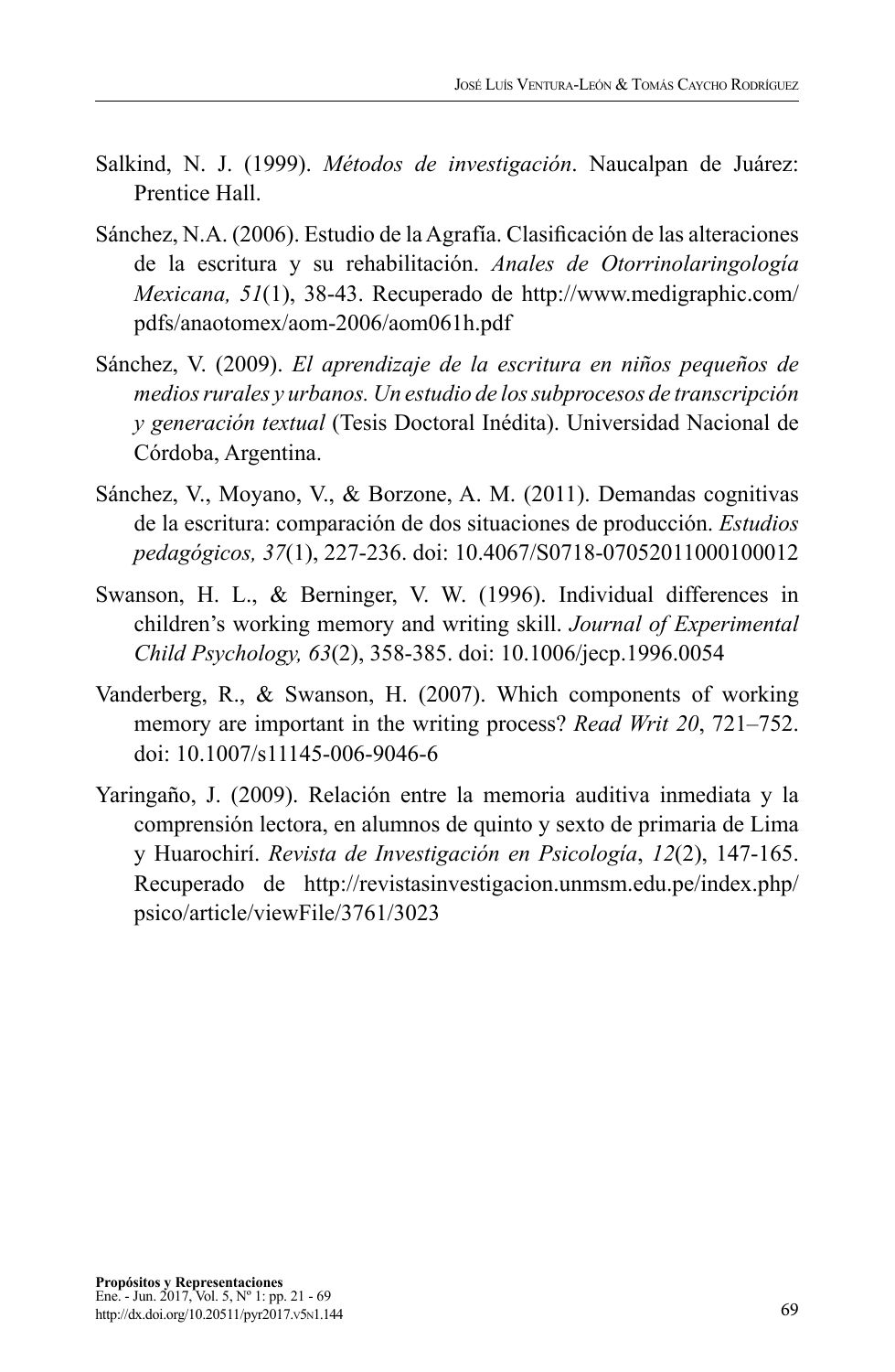Salkind, N. J. (1999). *Métodos de investigación*. Naucalpan de Juárez: Prentice Hall.

Sánchez, N.A. (2006). Estudio de la Agrafía. Clasificación de las alteraciones de la escritura y su rehabilitación. *Anales de Otorrinolaringología Mexicana, 51*(1), 38-43. Recuperado de http://www.medigraphic.com/pdfs/anaotomex/aom-2006/aom061h.pdf

Sánchez, V. (2009). *El aprendizaje de la escritura en niños pequeños de medios rurales y urbanos. Un estudio de los subprocesos de transcripción y generación textual* (Tesis Doctoral Inédita). Universidad Nacional de Córdoba, Argentina.

Sánchez, V., Moyano, V., & Borzone, A. M. (2011). Demandas cognitivas de la escritura: comparación de dos situaciones de producción. *Estudios pedagógicos, 37*(1), 227-236. doi: 10.4067/S0718-07052011000100012

Swanson, H. L., & Berninger, V. W. (1996). Individual differences in children's working memory and writing skill. *Journal of Experimental Child Psychology, 63*(2), 358-385. doi: 10.1006/jecp.1996.0054

Vanderberg, R., & Swanson, H. (2007). Which components of working memory are important in the writing process? *Read Writ 20*, 721–752. doi: 10.1007/s11145-006-9046-6

Yaringaño, J. (2009). Relación entre la memoria auditiva inmediata y la comprensión lectora, en alumnos de quinto y sexto de primaria de Lima y Huarochirí. *Revista de Investigación en Psicología*, *12*(2), 147-165. Recuperado de http://revistasinvestigacion.unmsm.edu.pe/index.php/psico/article/viewFile/3761/3023